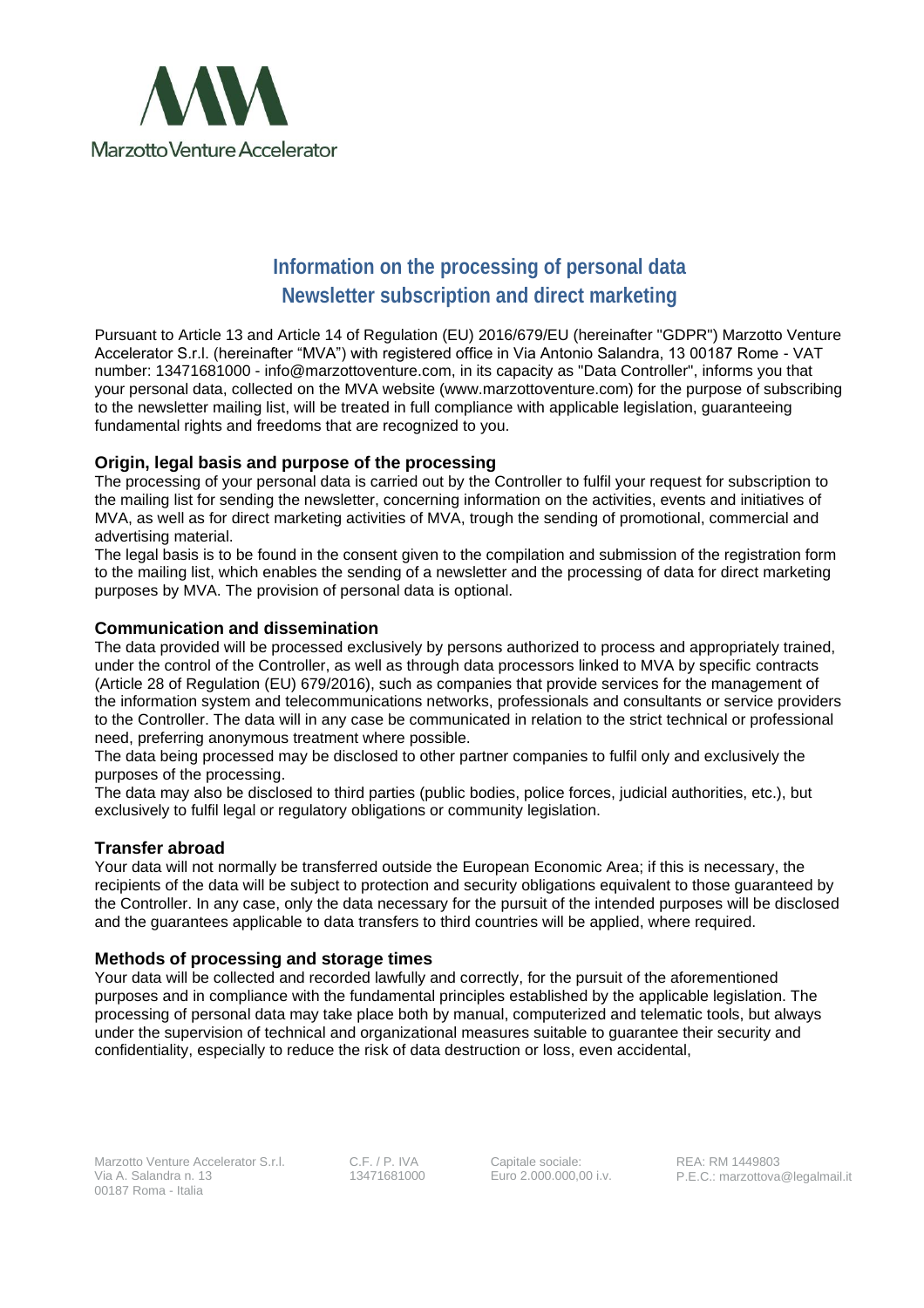Marzotto Venture Accelerator

# Information on the processing of personal data
# Newsletter subscription and direct marketing

Pursuant to Article 13 and Article 14 of Regulation (EU) 2016/679/EU (hereinafter "GDPR") Marzotto Venture Accelerator S.r.l. (hereinafter "MVA") with registered office in Via Antonio Salandra, 13 00187 Rome - VAT number: 13471681000 - info@marzottoventure.com, in its capacity as "Data Controller", informs you that your personal data, collected on the MVA website (www.marzottoventure.com) for the purpose of subscribing to the newsletter mailing list, will be treated in full compliance with applicable legislation, guaranteeing fundamental rights and freedoms that are recognized to you.

### Origin, legal basis and purpose of the processing

The processing of your personal data is carried out by the Controller to fulfil your request for subscription to the mailing list for sending the newsletter, concerning information on the activities, events and initiatives of MVA, as well as for direct marketing activities of MVA, trough the sending of promotional, commercial and advertising material.

The legal basis is to be found in the consent given to the compilation and submission of the registration form to the mailing list, which enables the sending of a newsletter and the processing of data for direct marketing purposes by MVA. The provision of personal data is optional.

### Communication and dissemination

The data provided will be processed exclusively by persons authorized to process and appropriately trained, under the control of the Controller, as well as through data processors linked to MVA by specific contracts (Article 28 of Regulation (EU) 679/2016), such as companies that provide services for the management of the information system and telecommunications networks, professionals and consultants or service providers to the Controller. The data will in any case be communicated in relation to the strict technical or professional need, preferring anonymous treatment where possible.

The data being processed may be disclosed to other partner companies to fulfil only and exclusively the purposes of the processing.

The data may also be disclosed to third parties (public bodies, police forces, judicial authorities, etc.), but exclusively to fulfil legal or regulatory obligations or community legislation.

### Transfer abroad

Your data will not normally be transferred outside the European Economic Area; if this is necessary, the recipients of the data will be subject to protection and security obligations equivalent to those guaranteed by the Controller. In any case, only the data necessary for the pursuit of the intended purposes will be disclosed and the guarantees applicable to data transfers to third countries will be applied, where required.

### Methods of processing and storage times

Your data will be collected and recorded lawfully and correctly, for the pursuit of the aforementioned purposes and in compliance with the fundamental principles established by the applicable legislation. The processing of personal data may take place both by manual, computerized and telematic tools, but always under the supervision of technical and organizational measures suitable to guarantee their security and confidentiality, especially to reduce the risk of data destruction or loss, even accidental,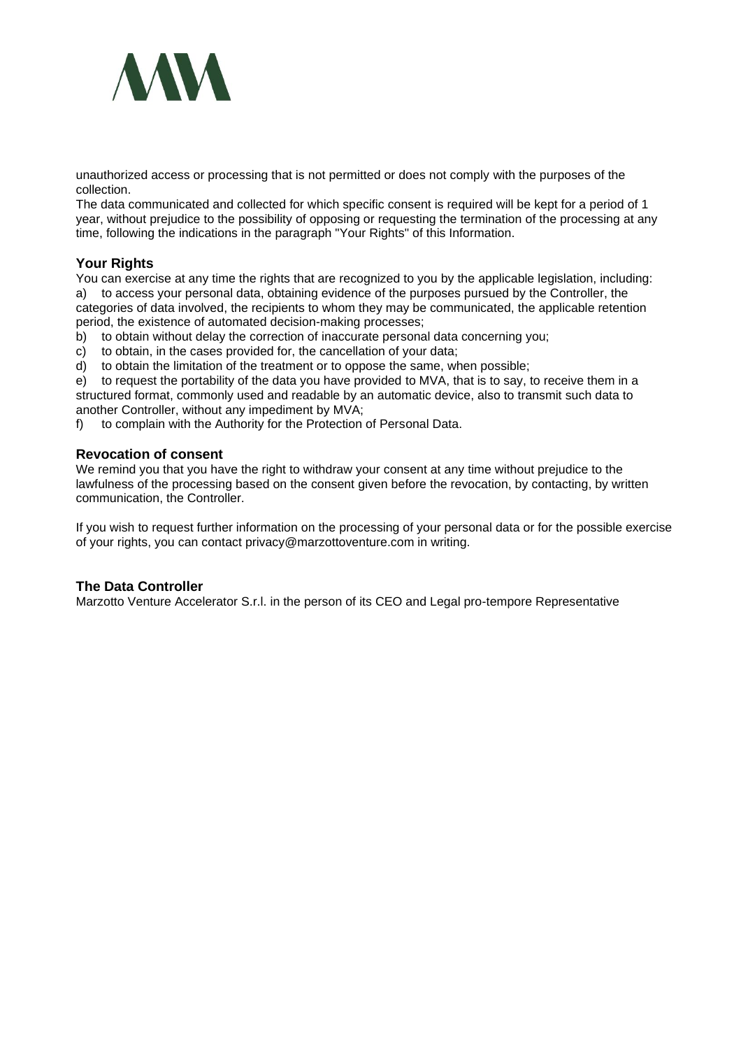unauthorized access or processing that is not permitted or does not comply with the purposes of the collection.
The data communicated and collected for which specific consent is required will be kept for a period of 1 year, without prejudice to the possibility of opposing or requesting the termination of the processing at any time, following the indications in the paragraph "Your Rights" of this Information.

### Your Rights

You can exercise at any time the rights that are recognized to you by the applicable legislation, including:

a) to access your personal data, obtaining evidence of the purposes pursued by the Controller, the categories of data involved, the recipients to whom they may be communicated, the applicable retention period, the existence of automated decision-making processes;
b) to obtain without delay the correction of inaccurate personal data concerning you;
c) to obtain, in the cases provided for, the cancellation of your data;
d) to obtain the limitation of the treatment or to oppose the same, when possible;
e) to request the portability of the data you have provided to MVA, that is to say, to receive them in a structured format, commonly used and readable by an automatic device, also to transmit such data to another Controller, without any impediment by MVA;
f) to complain with the Authority for the Protection of Personal Data.

### Revocation of consent

We remind you that you have the right to withdraw your consent at any time without prejudice to the lawfulness of the processing based on the consent given before the revocation, by contacting, by written communication, the Controller.

If you wish to request further information on the processing of your personal data or for the possible exercise of your rights, you can contact privacy@marzottoventure.com in writing.

### The Data Controller

Marzotto Venture Accelerator S.r.l. in the person of its CEO and Legal pro-tempore Representative